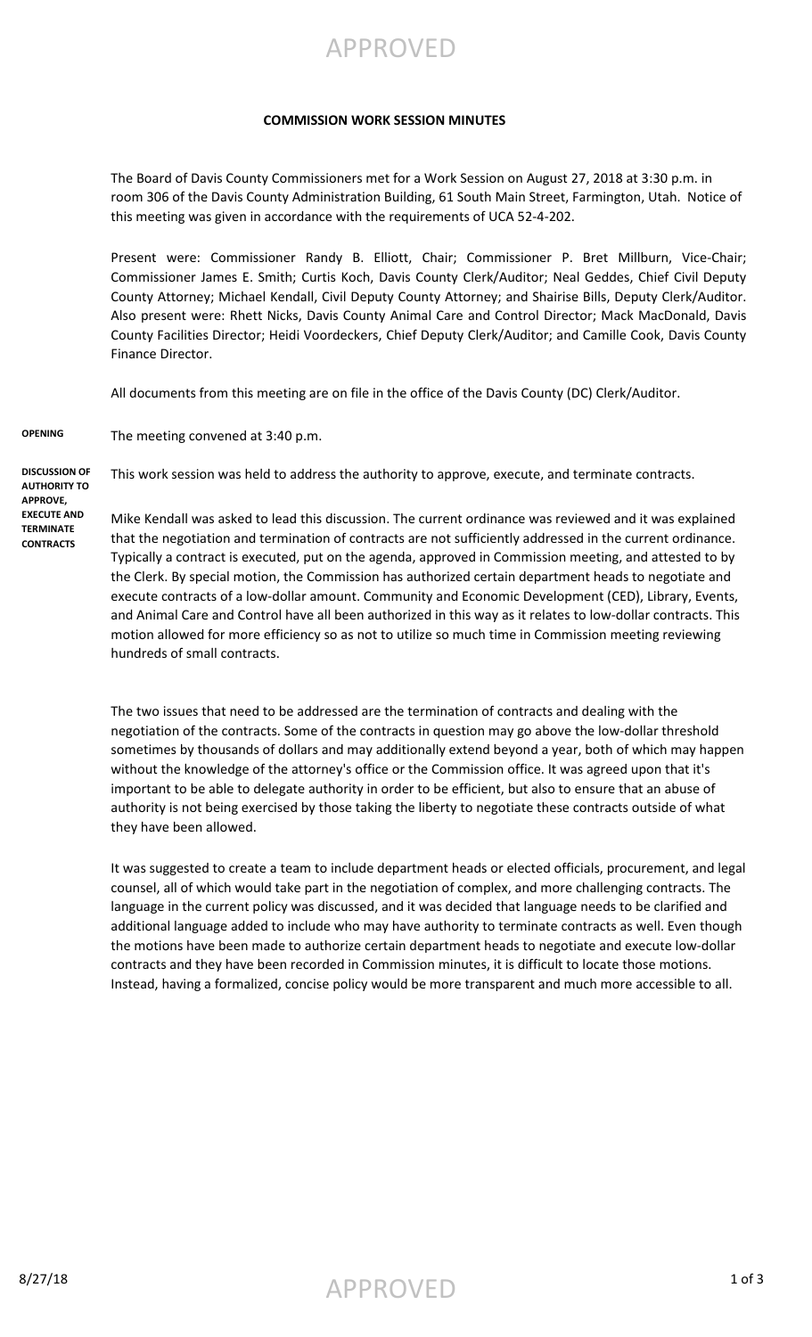APPROVED

**COMMISSION WORK SESSION MINUTES**

The Board of Davis County Commissioners met for a Work Session on August 27, 2018 at 3:30 p.m. in room 306 of the Davis County Administration Building, 61 South Main Street, Farmington, Utah. Notice of this meeting was given in accordance with the requirements of UCA 52-4-202.

Present were: Commissioner Randy B. Elliott, Chair; Commissioner P. Bret Millburn, Vice-Chair; Commissioner James E. Smith; Curtis Koch, Davis County Clerk/Auditor; Neal Geddes, Chief Civil Deputy County Attorney; Michael Kendall, Civil Deputy County Attorney; and Shairise Bills, Deputy Clerk/Auditor. Also present were: Rhett Nicks, Davis County Animal Care and Control Director; Mack MacDonald, Davis County Facilities Director; Heidi Voordeckers, Chief Deputy Clerk/Auditor; and Camille Cook, Davis County Finance Director.

All documents from this meeting are on file in the office of the Davis County (DC) Clerk/Auditor.

**OPENING**

The meeting convened at 3:40 p.m.

**DISCUSSION OF AUTHORITY TO APPROVE, EXECUTE AND TERMINATE CONTRACTS**

This work session was held to address the authority to approve, execute, and terminate contracts.

Mike Kendall was asked to lead this discussion. The current ordinance was reviewed and it was explained that the negotiation and termination of contracts are not sufficiently addressed in the current ordinance. Typically a contract is executed, put on the agenda, approved in Commission meeting, and attested to by the Clerk. By special motion, the Commission has authorized certain department heads to negotiate and execute contracts of a low-dollar amount. Community and Economic Development (CED), Library, Events, and Animal Care and Control have all been authorized in this way as it relates to low-dollar contracts. This motion allowed for more efficiency so as not to utilize so much time in Commission meeting reviewing hundreds of small contracts.

The two issues that need to be addressed are the termination of contracts and dealing with the negotiation of the contracts. Some of the contracts in question may go above the low-dollar threshold sometimes by thousands of dollars and may additionally extend beyond a year, both of which may happen without the knowledge of the attorney's office or the Commission office. It was agreed upon that it's important to be able to delegate authority in order to be efficient, but also to ensure that an abuse of authority is not being exercised by those taking the liberty to negotiate these contracts outside of what they have been allowed.

It was suggested to create a team to include department heads or elected officials, procurement, and legal counsel, all of which would take part in the negotiation of complex, and more challenging contracts. The language in the current policy was discussed, and it was decided that language needs to be clarified and additional language added to include who may have authority to terminate contracts as well. Even though the motions have been made to authorize certain department heads to negotiate and execute low-dollar contracts and they have been recorded in Commission minutes, it is difficult to locate those motions. Instead, having a formalized, concise policy would be more transparent and much more accessible to all.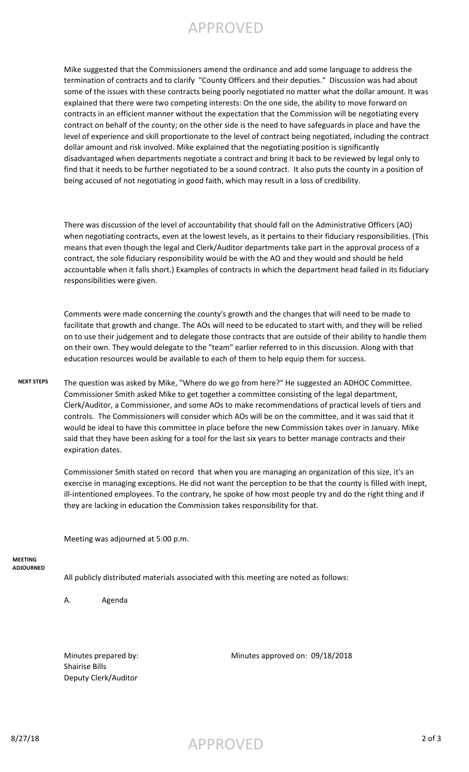Mike suggested that the Commissioners amend the ordinance and add some language to address the termination of contracts and to clarify "County Officers and their deputies." Discussion was had about some of the issues with these contracts being poorly negotiated no matter what the dollar amount. It was explained that there were two competing interests: On the one side, the ability to move forward on contracts in an efficient manner without the expectation that the Commission will be negotiating every contract on behalf of the county; on the other side is the need to have safeguards in place and have the level of experience and skill proportionate to the level of contract being negotiated, including the contract dollar amount and risk involved. Mike explained that the negotiating position is significantly disadvantaged when departments negotiate a contract and bring it back to be reviewed by legal only to find that it needs to be further negotiated to be a sound contract. It also puts the county in a position of being accused of not negotiating in good faith, which may result in a loss of credibility.

There was discussion of the level of accountability that should fall on the Administrative Officers (AO) when negotiating contracts, even at the lowest levels, as it pertains to their fiduciary responsibilities. (This means that even though the legal and Clerk/Auditor departments take part in the approval process of a contract, the sole fiduciary responsibility would be with the AO and they would and should be held accountable when it falls short.) Examples of contracts in which the department head failed in its fiduciary responsibilities were given.

Comments were made concerning the county's growth and the changes that will need to be made to facilitate that growth and change. The AOs will need to be educated to start with, and they will be relied on to use their judgement and to delegate those contracts that are outside of their ability to handle them on their own. They would delegate to the "team" earlier referred to in this discussion. Along with that education resources would be available to each of them to help equip them for success.

**NEXT STEPS**

The question was asked by Mike, "Where do we go from here?" He suggested an ADHOC Committee. Commissioner Smith asked Mike to get together a committee consisting of the legal department, Clerk/Auditor, a Commissioner, and some AOs to make recommendations of practical levels of tiers and controls. The Commissioners will consider which AOs will be on the committee, and it was said that it would be ideal to have this committee in place before the new Commission takes over in January. Mike said that they have been asking for a tool for the last six years to better manage contracts and their expiration dates.

Commissioner Smith stated on record that when you are managing an organization of this size, it's an exercise in managing exceptions. He did not want the perception to be that the county is filled with inept, ill-intentioned employees. To the contrary, he spoke of how most people try and do the right thing and if they are lacking in education the Commission takes responsibility for that.

Meeting was adjourned at 5:00 p.m.

**MEETING ADJOURNED**

All publicly distributed materials associated with this meeting are noted as follows:

A. Agenda

Minutes prepared by:
Shairise Bills
Deputy Clerk/Auditor

Minutes approved on: 09/18/2018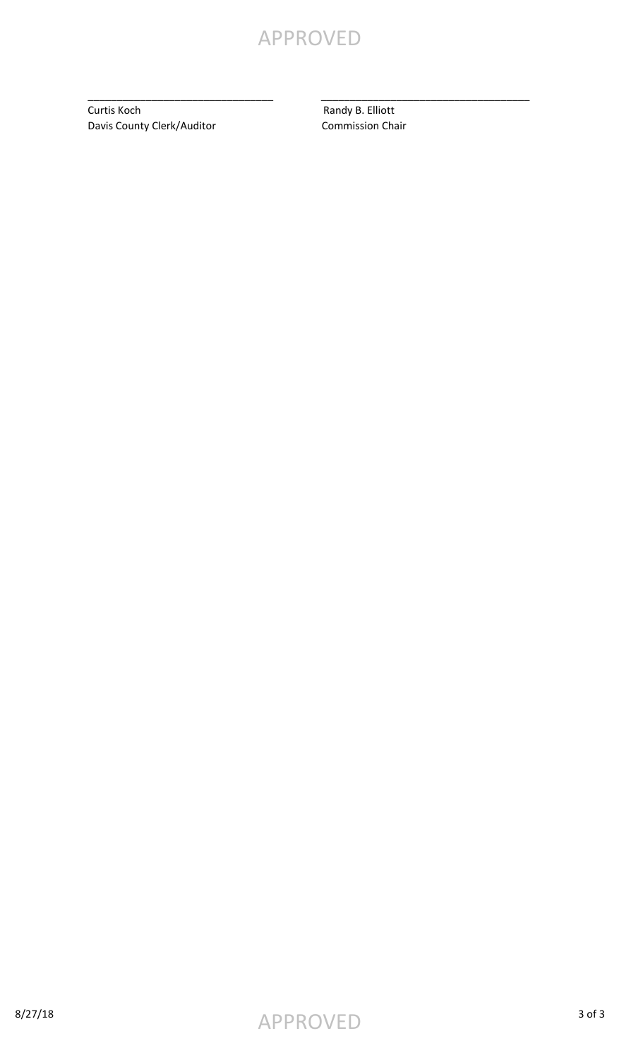\_\_\_\_\_\_\_\_\_\_\_\_\_\_\_\_\_\_\_\_\_\_\_\_\_\_\_\_\_\_\_\_
Curtis Koch
Davis County Clerk/Auditor

\_\_\_\_\_\_\_\_\_\_\_\_\_\_\_\_\_\_\_\_\_\_\_\_\_\_\_\_\_\_\_\_
Randy B. Elliott
Commission Chair